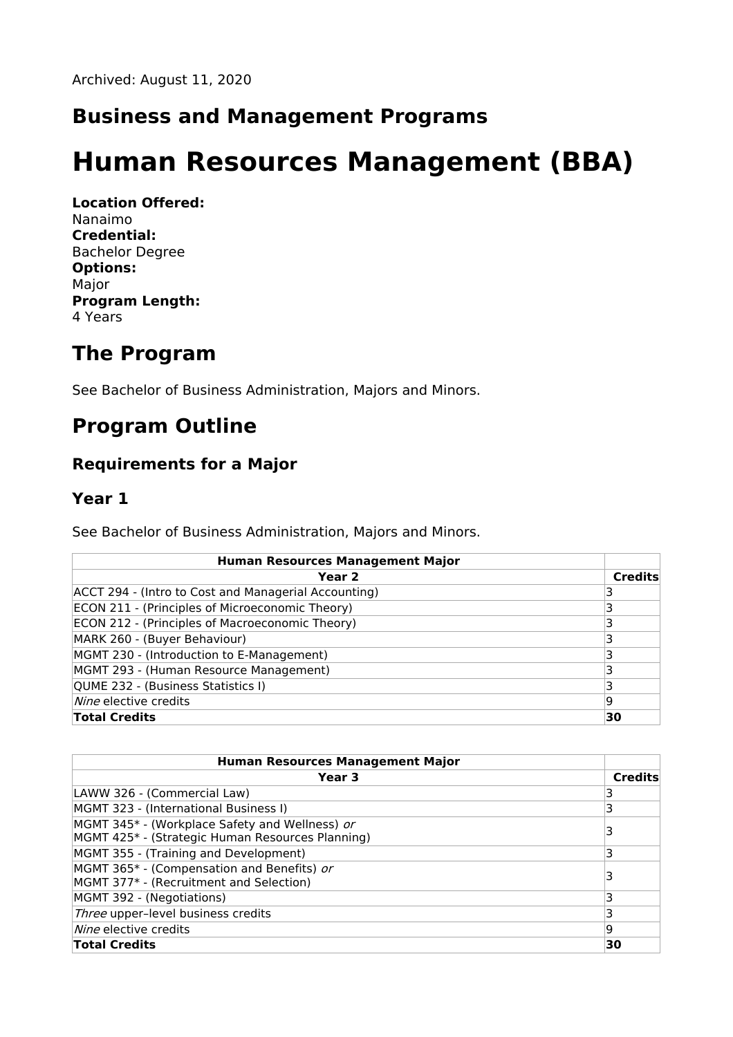Archived: August 11, 2020

## Business and Management Programs

# Human Resources Management (BBA)

**Location Offered:**
Nanaimo
**Credential:**
Bachelor Degree
**Options:**
Major
**Program Length:**
4 Years

## The Program

See Bachelor of Business Administration, Majors and Minors.

## Program Outline

### Requirements for a Major

### Year 1

See Bachelor of Business Administration, Majors and Minors.

| **Human Resources Management Major** | |
|---|---|
| **Year 2** | **Credits** |
| ACCT 294 - (Intro to Cost and Managerial Accounting) | 3 |
| ECON 211 - (Principles of Microeconomic Theory) | 3 |
| ECON 212 - (Principles of Macroeconomic Theory) | 3 |
| MARK 260 - (Buyer Behaviour) | 3 |
| MGMT 230 - (Introduction to E-Management) | 3 |
| MGMT 293 - (Human Resource Management) | 3 |
| QUME 232 - (Business Statistics I) | 3 |
| *Nine* elective credits | 9 |
| **Total Credits** | **30** |

| **Human Resources Management Major** | |
|---|---|
| **Year 3** | **Credits** |
| LAWW 326 - (Commercial Law) | 3 |
| MGMT 323 - (International Business I) | 3 |
| MGMT 345* - (Workplace Safety and Wellness) *or* MGMT 425* - (Strategic Human Resources Planning) | 3 |
| MGMT 355 - (Training and Development) | 3 |
| MGMT 365* - (Compensation and Benefits) *or* MGMT 377* - (Recruitment and Selection) | 3 |
| MGMT 392 - (Negotiations) | 3 |
| *Three* upper–level business credits | 3 |
| *Nine* elective credits | 9 |
| **Total Credits** | **30** |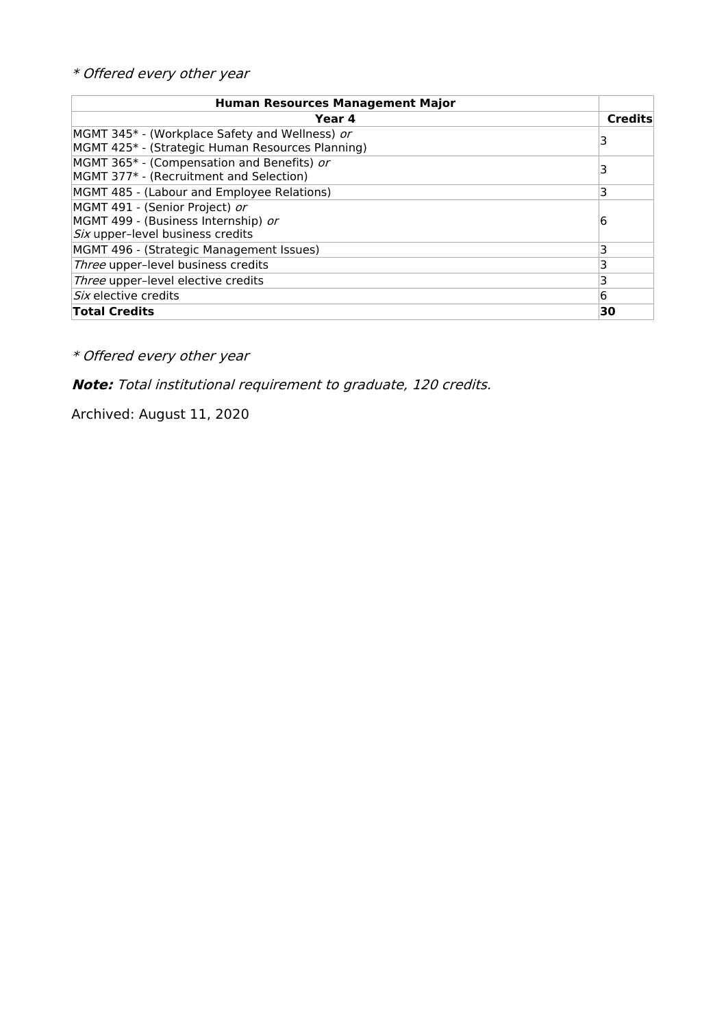*\* Offered every other year*

| Human Resources Management Major | |
|---|---|
| **Year 4** | **Credits** |
| MGMT 345* - (Workplace Safety and Wellness) *or*<br>MGMT 425* - (Strategic Human Resources Planning) | 3 |
| MGMT 365* - (Compensation and Benefits) *or*<br>MGMT 377* - (Recruitment and Selection) | 3 |
| MGMT 485 - (Labour and Employee Relations) | 3 |
| MGMT 491 - (Senior Project) *or*<br>MGMT 499 - (Business Internship) *or*<br>*Six* upper–level business credits | 6 |
| MGMT 496 - (Strategic Management Issues) | 3 |
| *Three* upper–level business credits | 3 |
| *Three* upper–level elective credits | 3 |
| *Six* elective credits | 6 |
| **Total Credits** | **30** |

*\* Offered every other year*

***Note:*** *Total institutional requirement to graduate, 120 credits.*

Archived: August 11, 2020